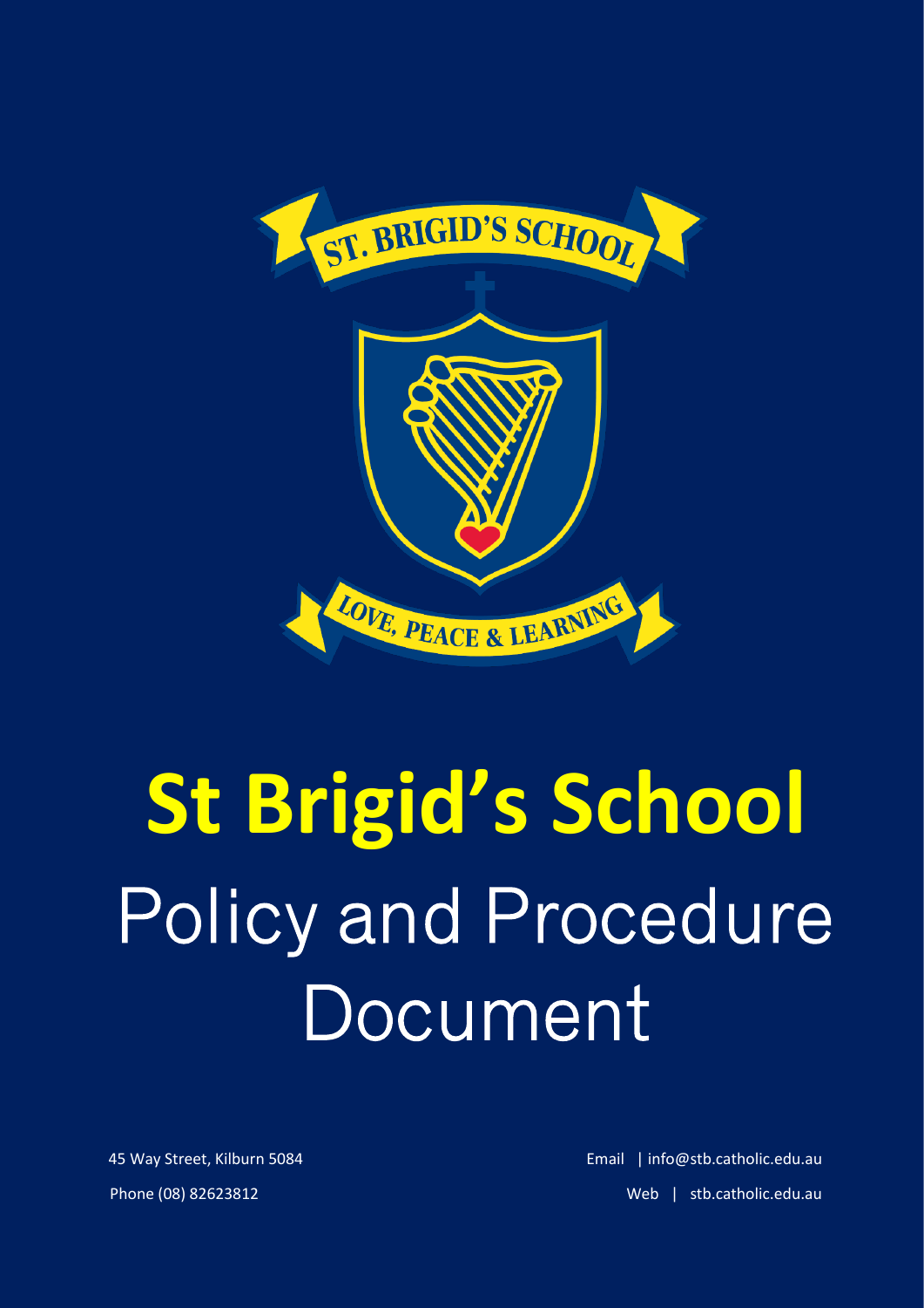# St Brigid's School

## Policy and Procedure Document

45 Way Street, Kilburn 5084

Phone (08) 82623812

Email | info@stb.catholic.edu.au

Web | stb.catholic.edu.au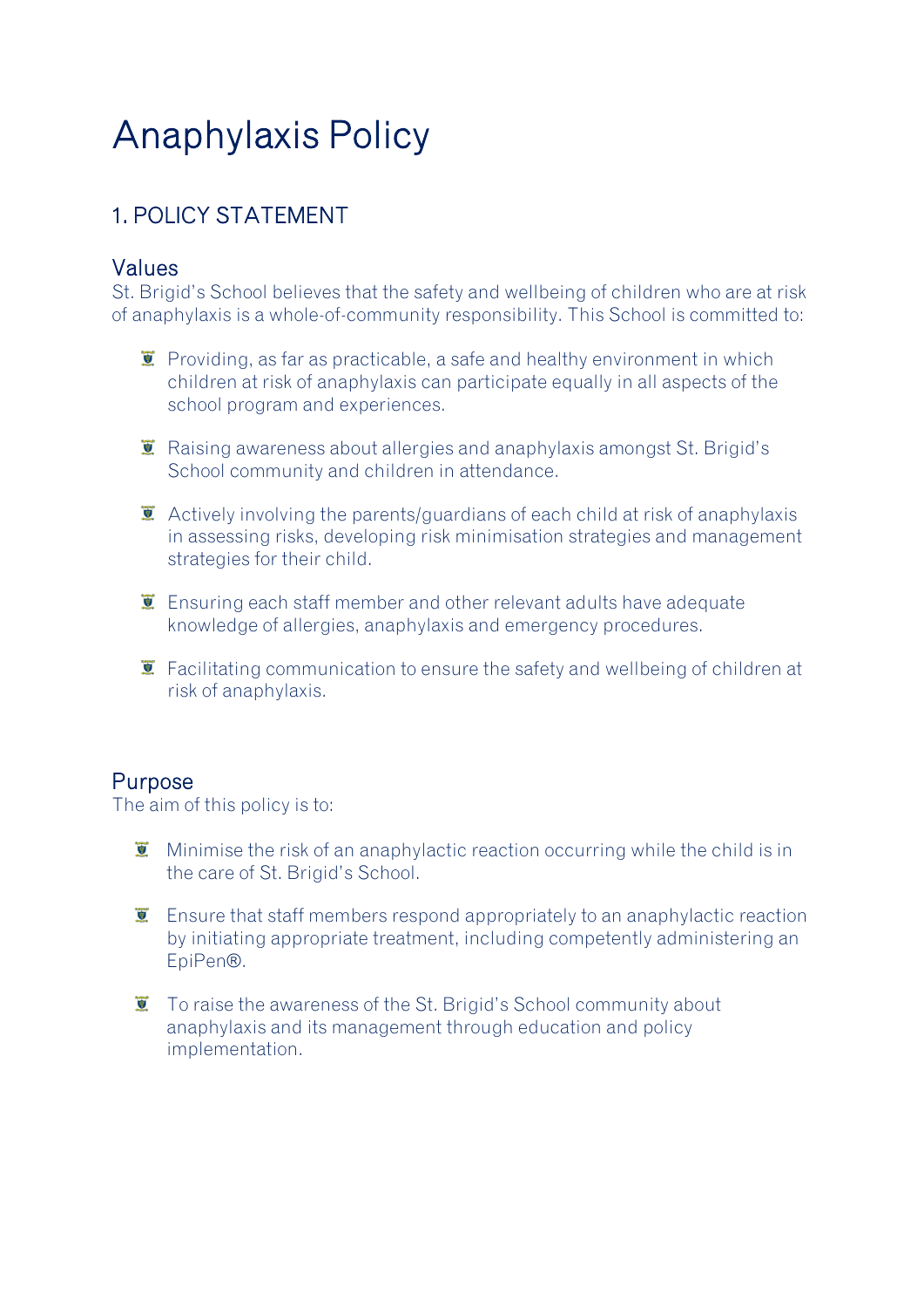# Anaphylaxis Policy

## 1. POLICY STATEMENT

### Values

St. Brigid's School believes that the safety and wellbeing of children who are at risk of anaphylaxis is a whole-of-community responsibility. This School is committed to:

- Providing, as far as practicable, a safe and healthy environment in which children at risk of anaphylaxis can participate equally in all aspects of the school program and experiences.
- Raising awareness about allergies and anaphylaxis amongst St. Brigid's School community and children in attendance.
- Actively involving the parents/guardians of each child at risk of anaphylaxis in assessing risks, developing risk minimisation strategies and management strategies for their child.
- Ensuring each staff member and other relevant adults have adequate knowledge of allergies, anaphylaxis and emergency procedures.
- Facilitating communication to ensure the safety and wellbeing of children at risk of anaphylaxis.

### Purpose

The aim of this policy is to:

- Minimise the risk of an anaphylactic reaction occurring while the child is in the care of St. Brigid's School.
- Ensure that staff members respond appropriately to an anaphylactic reaction by initiating appropriate treatment, including competently administering an EpiPen®.
- To raise the awareness of the St. Brigid's School community about anaphylaxis and its management through education and policy implementation.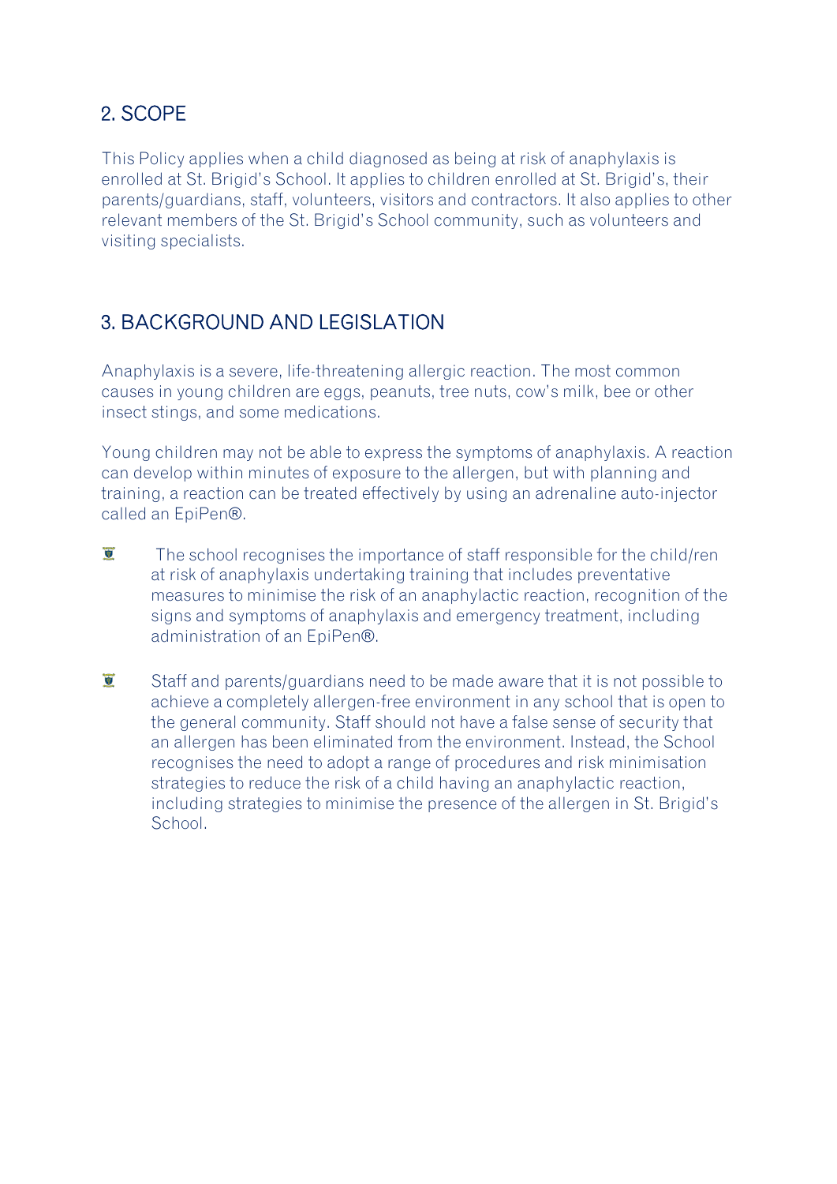## 2. SCOPE

This Policy applies when a child diagnosed as being at risk of anaphylaxis is enrolled at St. Brigid's School. It applies to children enrolled at St. Brigid's, their parents/guardians, staff, volunteers, visitors and contractors. It also applies to other relevant members of the St. Brigid's School community, such as volunteers and visiting specialists.

## 3. BACKGROUND AND LEGISLATION

Anaphylaxis is a severe, life-threatening allergic reaction. The most common causes in young children are eggs, peanuts, tree nuts, cow's milk, bee or other insect stings, and some medications.

Young children may not be able to express the symptoms of anaphylaxis. A reaction can develop within minutes of exposure to the allergen, but with planning and training, a reaction can be treated effectively by using an adrenaline auto-injector called an EpiPen®.

- The school recognises the importance of staff responsible for the child/ren at risk of anaphylaxis undertaking training that includes preventative measures to minimise the risk of an anaphylactic reaction, recognition of the signs and symptoms of anaphylaxis and emergency treatment, including administration of an EpiPen®.
- Staff and parents/guardians need to be made aware that it is not possible to achieve a completely allergen-free environment in any school that is open to the general community. Staff should not have a false sense of security that an allergen has been eliminated from the environment. Instead, the School recognises the need to adopt a range of procedures and risk minimisation strategies to reduce the risk of a child having an anaphylactic reaction, including strategies to minimise the presence of the allergen in St. Brigid's School.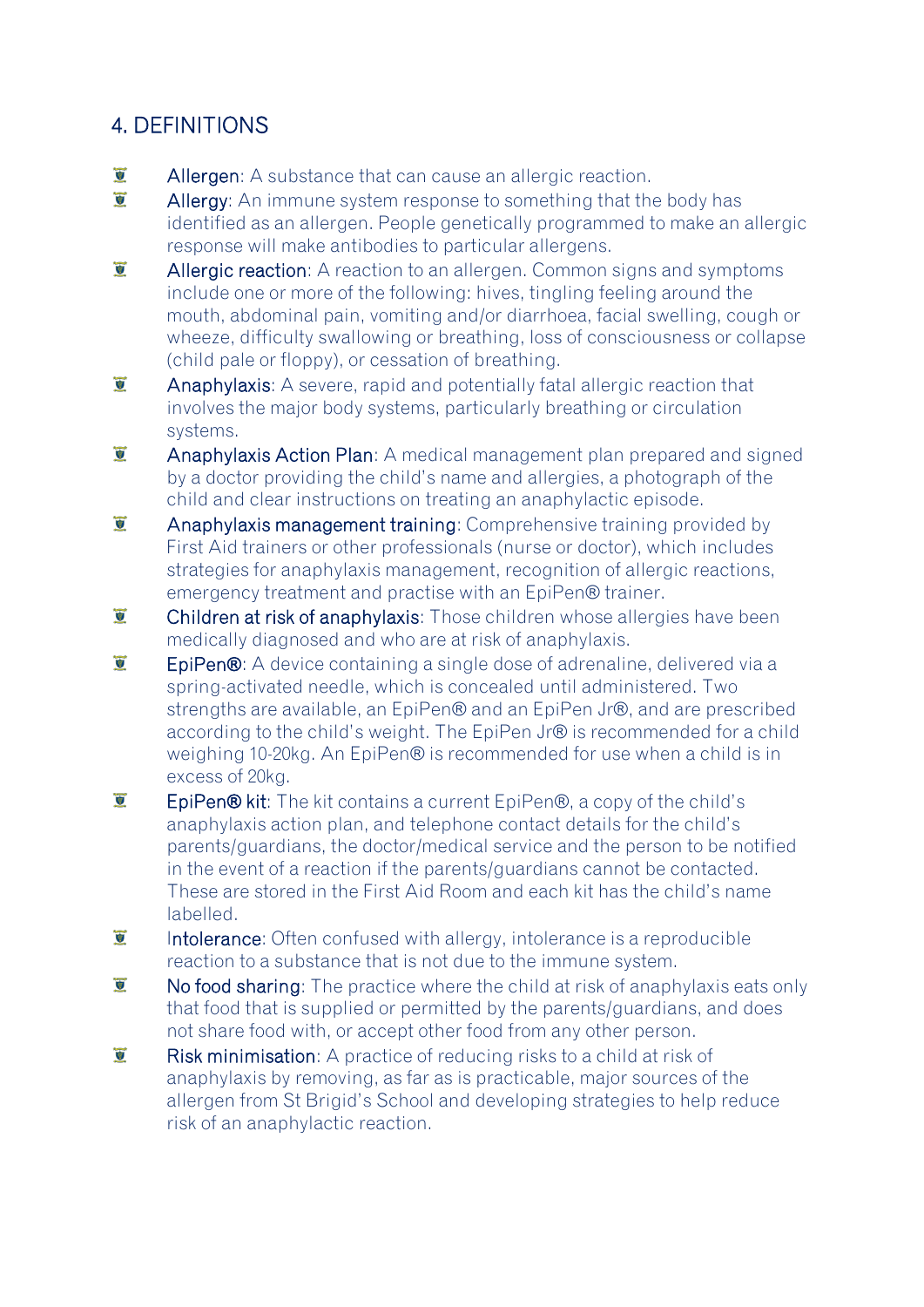## 4. DEFINITIONS

- **Allergen**: A substance that can cause an allergic reaction.
- **Allergy**: An immune system response to something that the body has identified as an allergen. People genetically programmed to make an allergic response will make antibodies to particular allergens.
- **Allergic reaction**: A reaction to an allergen. Common signs and symptoms include one or more of the following: hives, tingling feeling around the mouth, abdominal pain, vomiting and/or diarrhoea, facial swelling, cough or wheeze, difficulty swallowing or breathing, loss of consciousness or collapse (child pale or floppy), or cessation of breathing.
- **Anaphylaxis**: A severe, rapid and potentially fatal allergic reaction that involves the major body systems, particularly breathing or circulation systems.
- **Anaphylaxis Action Plan**: A medical management plan prepared and signed by a doctor providing the child's name and allergies, a photograph of the child and clear instructions on treating an anaphylactic episode.
- **Anaphylaxis management training**: Comprehensive training provided by First Aid trainers or other professionals (nurse or doctor), which includes strategies for anaphylaxis management, recognition of allergic reactions, emergency treatment and practise with an EpiPen® trainer.
- **Children at risk of anaphylaxis**: Those children whose allergies have been medically diagnosed and who are at risk of anaphylaxis.
- **EpiPen®**: A device containing a single dose of adrenaline, delivered via a spring-activated needle, which is concealed until administered. Two strengths are available, an EpiPen® and an EpiPen Jr®, and are prescribed according to the child's weight. The EpiPen Jr® is recommended for a child weighing 10-20kg. An EpiPen® is recommended for use when a child is in excess of 20kg.
- **EpiPen® kit**: The kit contains a current EpiPen®, a copy of the child's anaphylaxis action plan, and telephone contact details for the child's parents/guardians, the doctor/medical service and the person to be notified in the event of a reaction if the parents/guardians cannot be contacted. These are stored in the First Aid Room and each kit has the child's name labelled.
- **Intolerance**: Often confused with allergy, intolerance is a reproducible reaction to a substance that is not due to the immune system.
- **No food sharing**: The practice where the child at risk of anaphylaxis eats only that food that is supplied or permitted by the parents/guardians, and does not share food with, or accept other food from any other person.
- **Risk minimisation**: A practice of reducing risks to a child at risk of anaphylaxis by removing, as far as is practicable, major sources of the allergen from St Brigid's School and developing strategies to help reduce risk of an anaphylactic reaction.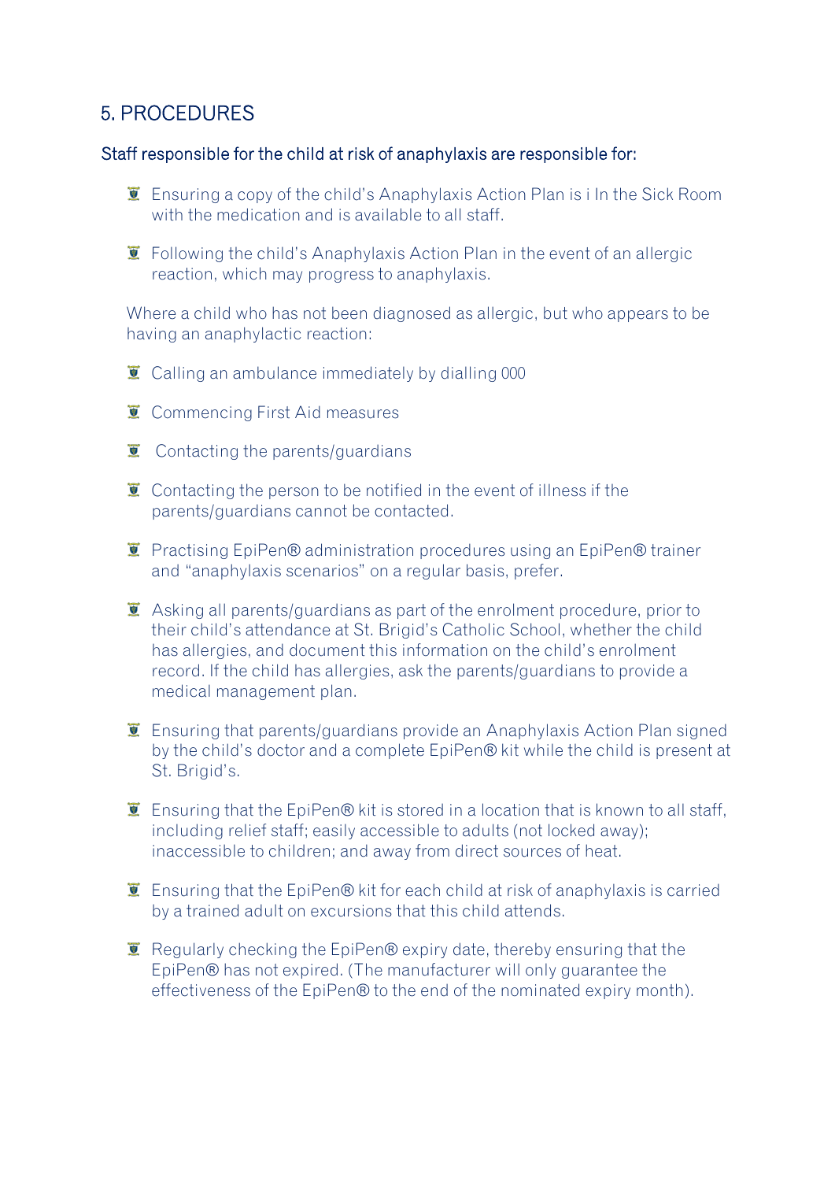## 5. PROCEDURES

### Staff responsible for the child at risk of anaphylaxis are responsible for:

- Ensuring a copy of the child's Anaphylaxis Action Plan is i In the Sick Room with the medication and is available to all staff.
- Following the child's Anaphylaxis Action Plan in the event of an allergic reaction, which may progress to anaphylaxis.

Where a child who has not been diagnosed as allergic, but who appears to be having an anaphylactic reaction:

- Calling an ambulance immediately by dialling 000
- Commencing First Aid measures
- Contacting the parents/guardians
- Contacting the person to be notified in the event of illness if the parents/guardians cannot be contacted.
- Practising EpiPen® administration procedures using an EpiPen® trainer and "anaphylaxis scenarios" on a regular basis, prefer.
- Asking all parents/guardians as part of the enrolment procedure, prior to their child's attendance at St. Brigid's Catholic School, whether the child has allergies, and document this information on the child's enrolment record. If the child has allergies, ask the parents/guardians to provide a medical management plan.
- Ensuring that parents/guardians provide an Anaphylaxis Action Plan signed by the child's doctor and a complete EpiPen® kit while the child is present at St. Brigid's.
- Ensuring that the EpiPen® kit is stored in a location that is known to all staff, including relief staff; easily accessible to adults (not locked away); inaccessible to children; and away from direct sources of heat.
- Ensuring that the EpiPen® kit for each child at risk of anaphylaxis is carried by a trained adult on excursions that this child attends.
- Regularly checking the EpiPen® expiry date, thereby ensuring that the EpiPen® has not expired. (The manufacturer will only guarantee the effectiveness of the EpiPen® to the end of the nominated expiry month).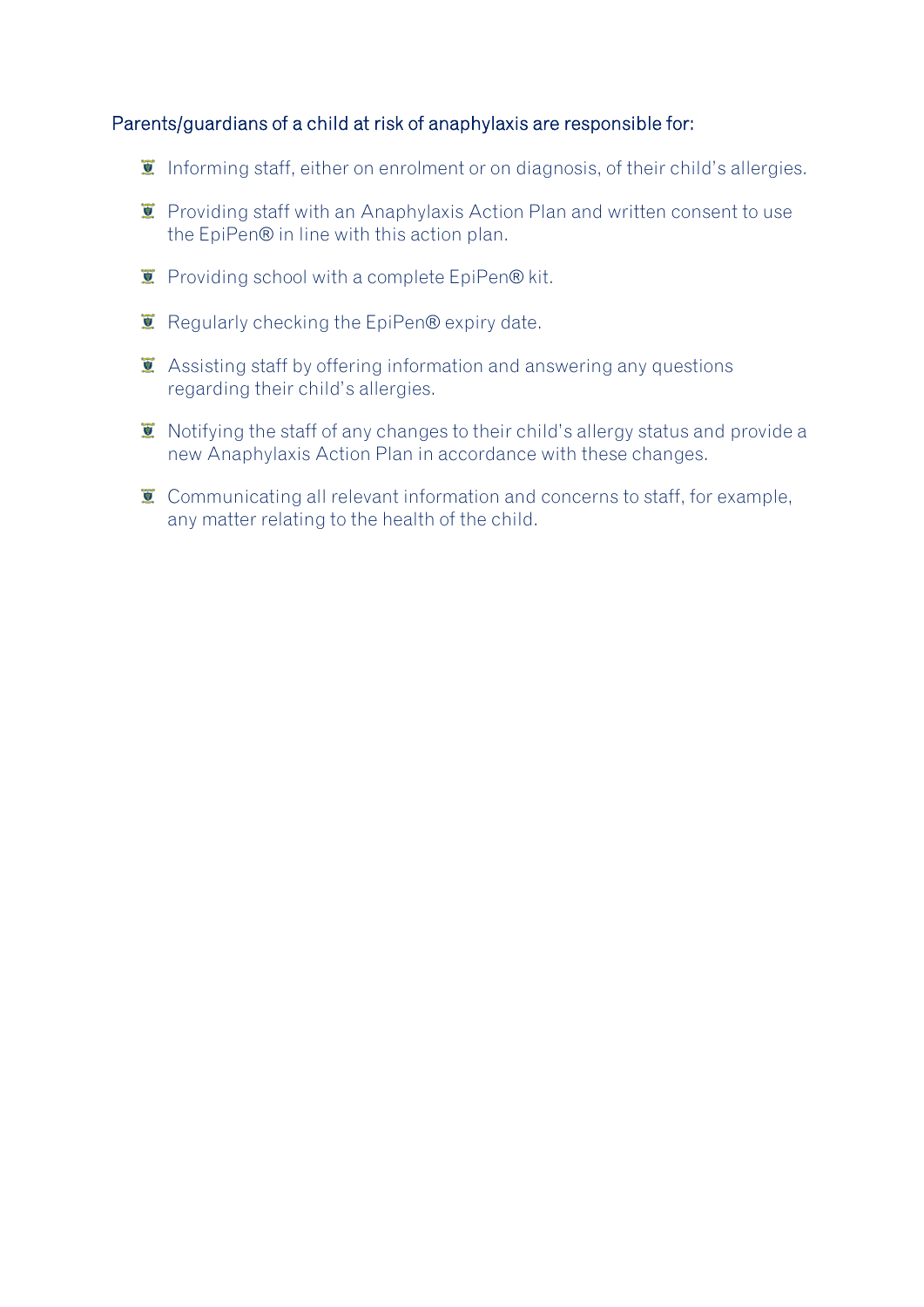Parents/guardians of a child at risk of anaphylaxis are responsible for:

- Informing staff, either on enrolment or on diagnosis, of their child's allergies.
- Providing staff with an Anaphylaxis Action Plan and written consent to use the EpiPen® in line with this action plan.
- Providing school with a complete EpiPen® kit.
- Regularly checking the EpiPen® expiry date.
- Assisting staff by offering information and answering any questions regarding their child's allergies.
- Notifying the staff of any changes to their child's allergy status and provide a new Anaphylaxis Action Plan in accordance with these changes.
- Communicating all relevant information and concerns to staff, for example, any matter relating to the health of the child.